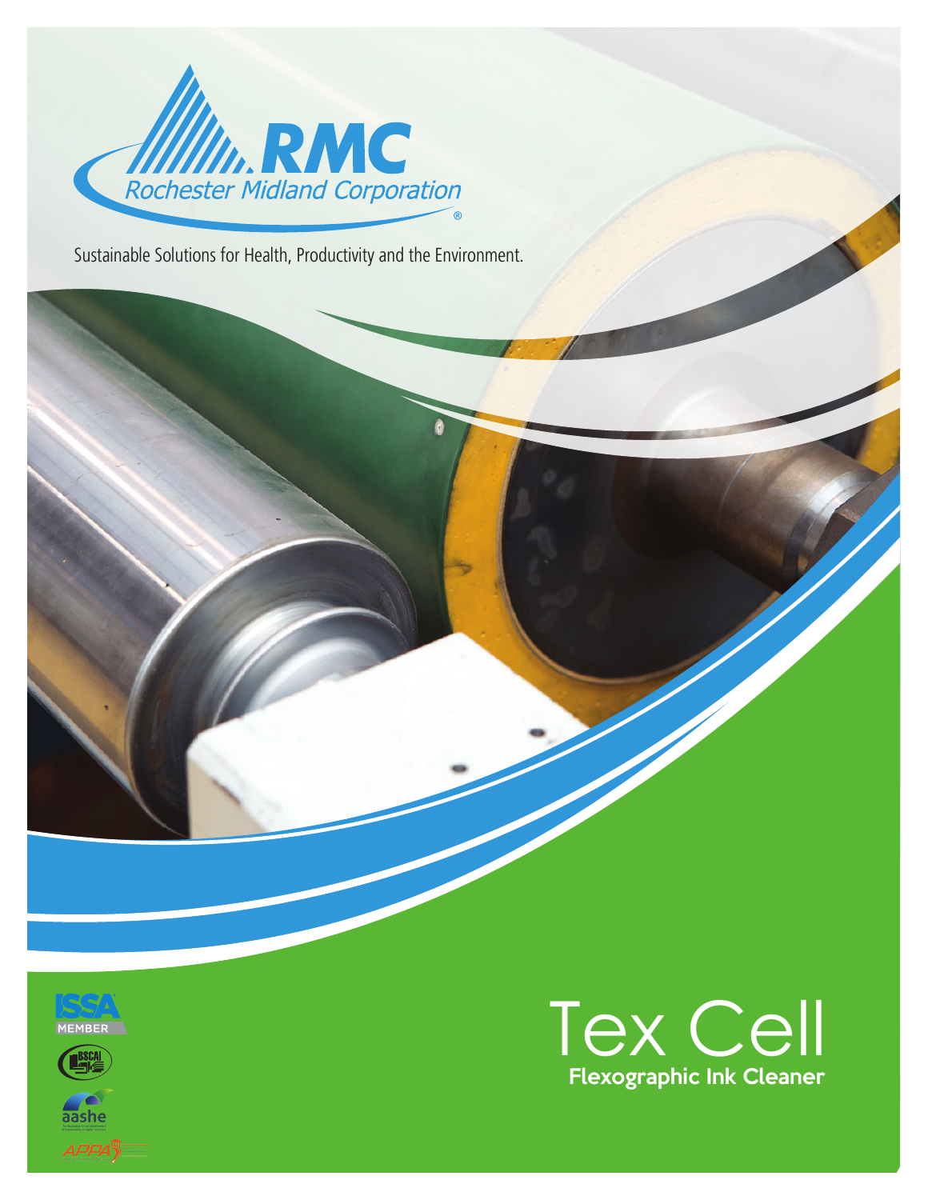RMC

Rochester Midland Corporation

Sustainable Solutions for Health, Productivity and the Environment.

# Tex Cell

**Flexographic Ink Cleaner**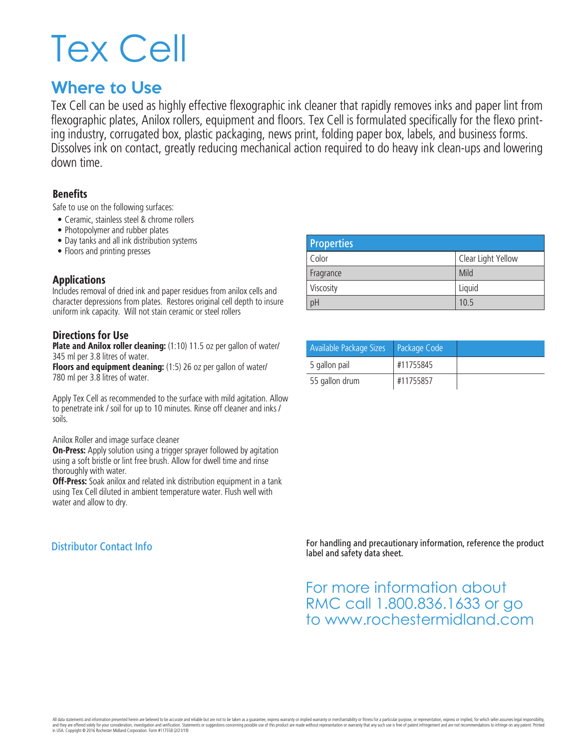# Tex Cell

## Where to Use

Tex Cell can be used as highly effective flexographic ink cleaner that rapidly removes inks and paper lint from flexographic plates, Anilox rollers, equipment and floors. Tex Cell is formulated specifically for the flexo printing industry, corrugated box, plastic packaging, news print, folding paper box, labels, and business forms. Dissolves ink on contact, greatly reducing mechanical action required to do heavy ink clean-ups and lowering down time.

### Benefits

Safe to use on the following surfaces:

- Ceramic, stainless steel & chrome rollers
- Photopolymer and rubber plates
- Day tanks and all ink distribution systems
- Floors and printing presses

### Applications

Includes removal of dried ink and paper residues from anilox cells and character depressions from plates. Restores original cell depth to insure uniform ink capacity. Will not stain ceramic or steel rollers

### Directions for Use

**Plate and Anilox roller cleaning:** (1:10) 11.5 oz per gallon of water/ 345 ml per 3.8 litres of water.
**Floors and equipment cleaning:** (1:5) 26 oz per gallon of water/ 780 ml per 3.8 litres of water.

Apply Tex Cell as recommended to the surface with mild agitation. Allow to penetrate ink / soil for up to 10 minutes. Rinse off cleaner and inks / soils.

Anilox Roller and image surface cleaner
**On-Press:** Apply solution using a trigger sprayer followed by agitation using a soft bristle or lint free brush. Allow for dwell time and rinse thoroughly with water.
**Off-Press:** Soak anilox and related ink distribution equipment in a tank using Tex Cell diluted in ambient temperature water. Flush well with water and allow to dry.

| Properties | |
|---|---|
| Color | Clear Light Yellow |
| Fragrance | Mild |
| Viscosity | Liquid |
| pH | 10.5 |

| Available Package Sizes | Package Code | |
|---|---|---|
| 5 gallon pail | #11755845 | |
| 55 gallon drum | #11755857 | |

Distributor Contact Info

For handling and precautionary information, reference the product label and safety data sheet.

For more information about RMC call 1.800.836.1633 or go to www.rochestermidland.com

All data statements and information presented herein are believed to be accurate and reliable but are not to be taken as a guarantee, express warranty or implied warranty or merchantability or fitness for a particular purpose, or representation, express or implied, for which seller assumes legal responsibility, and they are offered solely for your consideration, investigation and verification. Statements or suggestions concerning possible use of this product are made without representation or warranty that any such use is free of patent infringement and are not recommendations to infringe on any patent. Printed in USA. Copyright © 2016 Rochester Midland Corporation. Form #117558 (2/21/19)